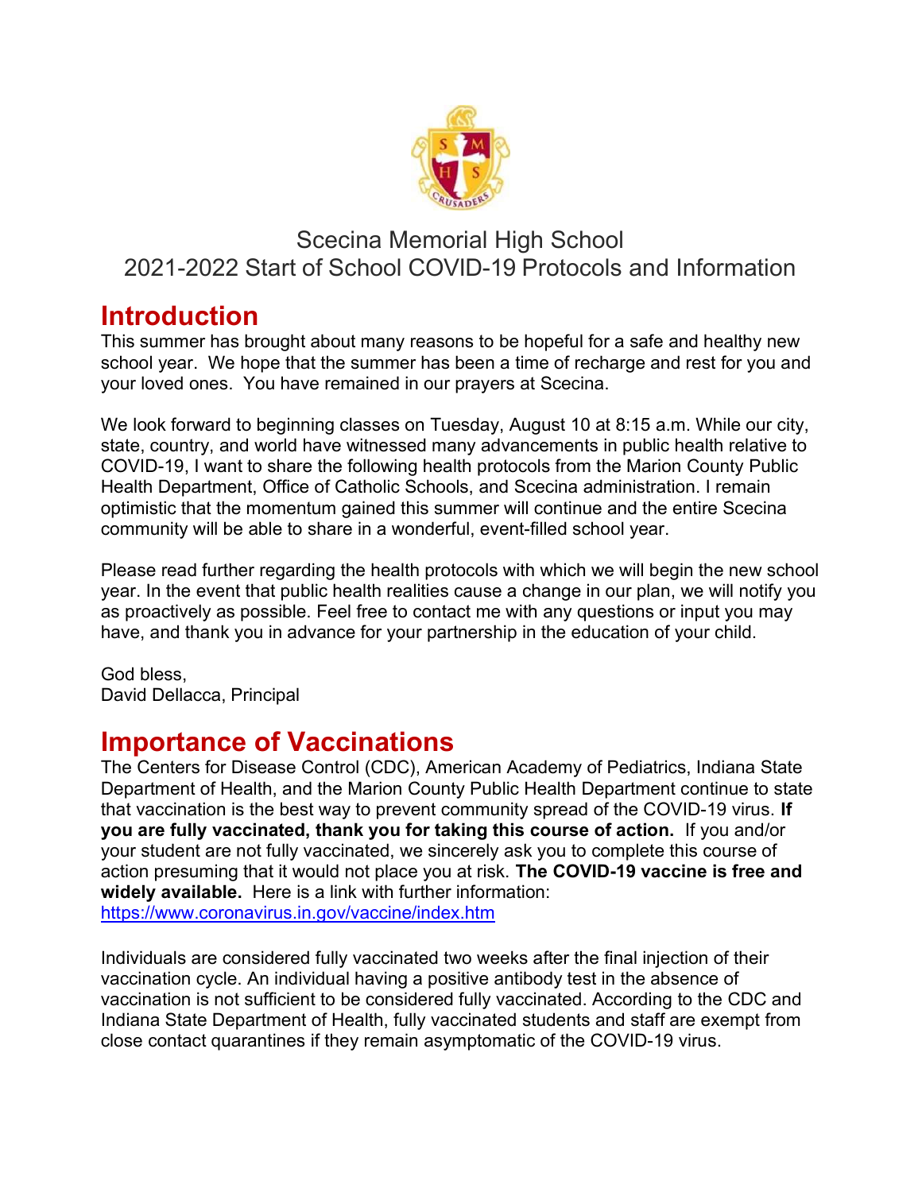# Scecina Memorial High School
# 2021-2022 Start of School COVID-19 Protocols and Information

## Introduction

This summer has brought about many reasons to be hopeful for a safe and healthy new school year. We hope that the summer has been a time of recharge and rest for you and your loved ones. You have remained in our prayers at Scecina.

We look forward to beginning classes on Tuesday, August 10 at 8:15 a.m. While our city, state, country, and world have witnessed many advancements in public health relative to COVID-19, I want to share the following health protocols from the Marion County Public Health Department, Office of Catholic Schools, and Scecina administration. I remain optimistic that the momentum gained this summer will continue and the entire Scecina community will be able to share in a wonderful, event-filled school year.

Please read further regarding the health protocols with which we will begin the new school year. In the event that public health realities cause a change in our plan, we will notify you as proactively as possible. Feel free to contact me with any questions or input you may have, and thank you in advance for your partnership in the education of your child.

God bless,
David Dellacca, Principal

## Importance of Vaccinations

The Centers for Disease Control (CDC), American Academy of Pediatrics, Indiana State Department of Health, and the Marion County Public Health Department continue to state that vaccination is the best way to prevent community spread of the COVID-19 virus. **If you are fully vaccinated, thank you for taking this course of action.** If you and/or your student are not fully vaccinated, we sincerely ask you to complete this course of action presuming that it would not place you at risk. **The COVID-19 vaccine is free and widely available.** Here is a link with further information: https://www.coronavirus.in.gov/vaccine/index.htm

Individuals are considered fully vaccinated two weeks after the final injection of their vaccination cycle. An individual having a positive antibody test in the absence of vaccination is not sufficient to be considered fully vaccinated. According to the CDC and Indiana State Department of Health, fully vaccinated students and staff are exempt from close contact quarantines if they remain asymptomatic of the COVID-19 virus.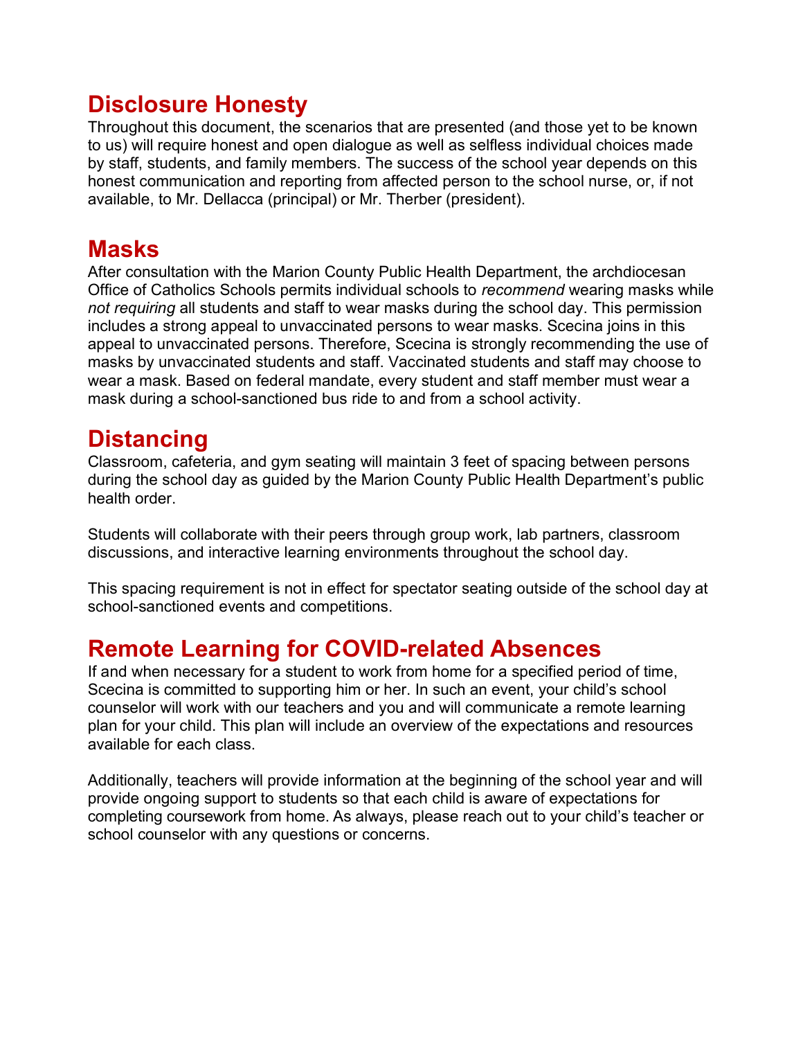## Disclosure Honesty

Throughout this document, the scenarios that are presented (and those yet to be known to us) will require honest and open dialogue as well as selfless individual choices made by staff, students, and family members. The success of the school year depends on this honest communication and reporting from affected person to the school nurse, or, if not available, to Mr. Dellacca (principal) or Mr. Therber (president).

## Masks

After consultation with the Marion County Public Health Department, the archdiocesan Office of Catholics Schools permits individual schools to *recommend* wearing masks while *not requiring* all students and staff to wear masks during the school day. This permission includes a strong appeal to unvaccinated persons to wear masks. Scecina joins in this appeal to unvaccinated persons. Therefore, Scecina is strongly recommending the use of masks by unvaccinated students and staff. Vaccinated students and staff may choose to wear a mask. Based on federal mandate, every student and staff member must wear a mask during a school-sanctioned bus ride to and from a school activity.

## Distancing

Classroom, cafeteria, and gym seating will maintain 3 feet of spacing between persons during the school day as guided by the Marion County Public Health Department's public health order.

Students will collaborate with their peers through group work, lab partners, classroom discussions, and interactive learning environments throughout the school day.

This spacing requirement is not in effect for spectator seating outside of the school day at school-sanctioned events and competitions.

## Remote Learning for COVID-related Absences

If and when necessary for a student to work from home for a specified period of time, Scecina is committed to supporting him or her. In such an event, your child's school counselor will work with our teachers and you and will communicate a remote learning plan for your child. This plan will include an overview of the expectations and resources available for each class.

Additionally, teachers will provide information at the beginning of the school year and will provide ongoing support to students so that each child is aware of expectations for completing coursework from home. As always, please reach out to your child's teacher or school counselor with any questions or concerns.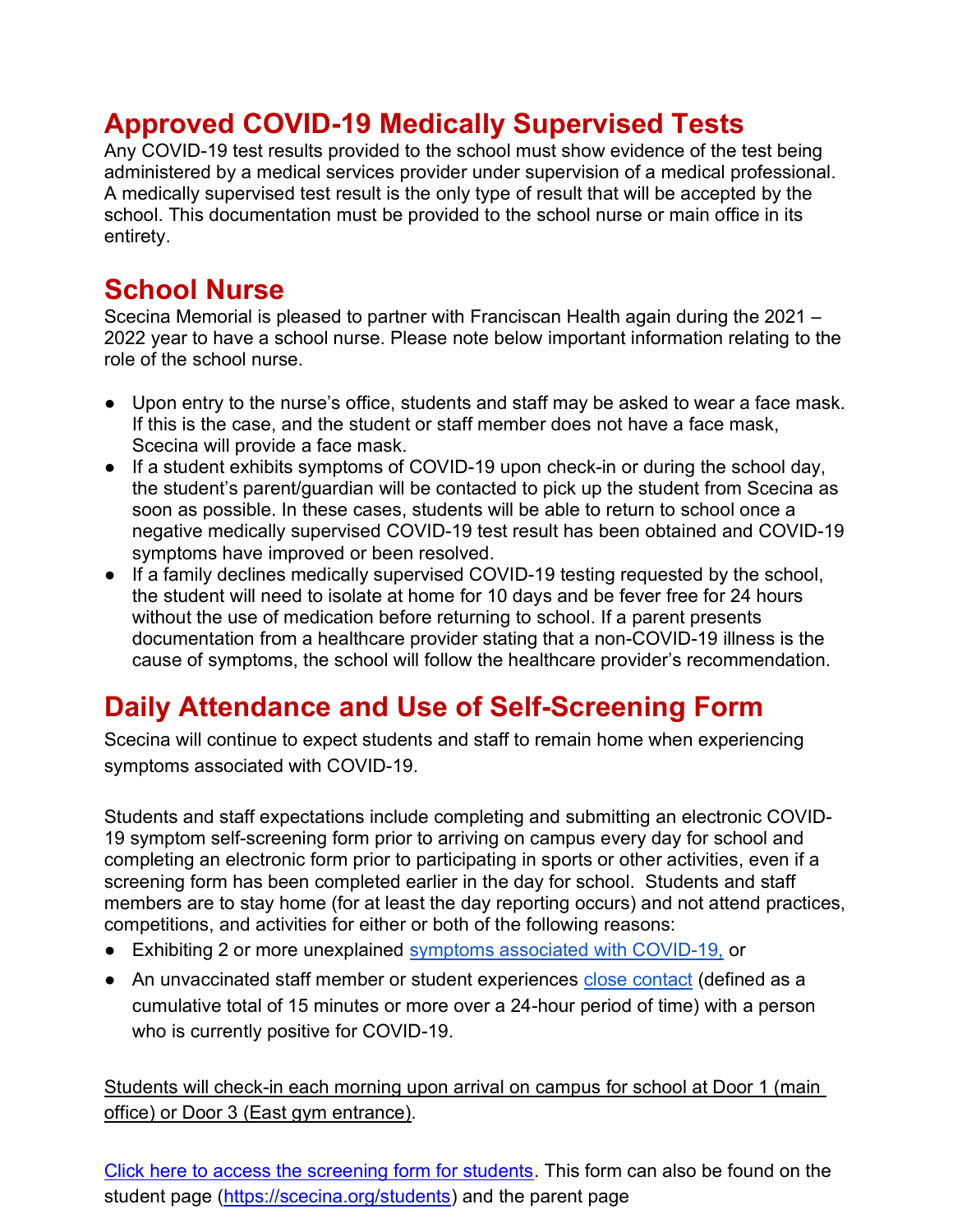## Approved COVID-19 Medically Supervised Tests

Any COVID-19 test results provided to the school must show evidence of the test being administered by a medical services provider under supervision of a medical professional. A medically supervised test result is the only type of result that will be accepted by the school. This documentation must be provided to the school nurse or main office in its entirety.

## School Nurse

Scecina Memorial is pleased to partner with Franciscan Health again during the 2021 – 2022 year to have a school nurse. Please note below important information relating to the role of the school nurse.

- Upon entry to the nurse's office, students and staff may be asked to wear a face mask. If this is the case, and the student or staff member does not have a face mask, Scecina will provide a face mask.
- If a student exhibits symptoms of COVID-19 upon check-in or during the school day, the student's parent/guardian will be contacted to pick up the student from Scecina as soon as possible. In these cases, students will be able to return to school once a negative medically supervised COVID-19 test result has been obtained and COVID-19 symptoms have improved or been resolved.
- If a family declines medically supervised COVID-19 testing requested by the school, the student will need to isolate at home for 10 days and be fever free for 24 hours without the use of medication before returning to school. If a parent presents documentation from a healthcare provider stating that a non-COVID-19 illness is the cause of symptoms, the school will follow the healthcare provider's recommendation.

## Daily Attendance and Use of Self-Screening Form

Scecina will continue to expect students and staff to remain home when experiencing symptoms associated with COVID-19.

Students and staff expectations include completing and submitting an electronic COVID-19 symptom self-screening form prior to arriving on campus every day for school and completing an electronic form prior to participating in sports or other activities, even if a screening form has been completed earlier in the day for school. Students and staff members are to stay home (for at least the day reporting occurs) and not attend practices, competitions, and activities for either or both of the following reasons:

- Exhibiting 2 or more unexplained symptoms associated with COVID-19, or
- An unvaccinated staff member or student experiences close contact (defined as a cumulative total of 15 minutes or more over a 24-hour period of time) with a person who is currently positive for COVID-19.

Students will check-in each morning upon arrival on campus for school at Door 1 (main office) or Door 3 (East gym entrance).

Click here to access the screening form for students. This form can also be found on the student page (https://scecina.org/students) and the parent page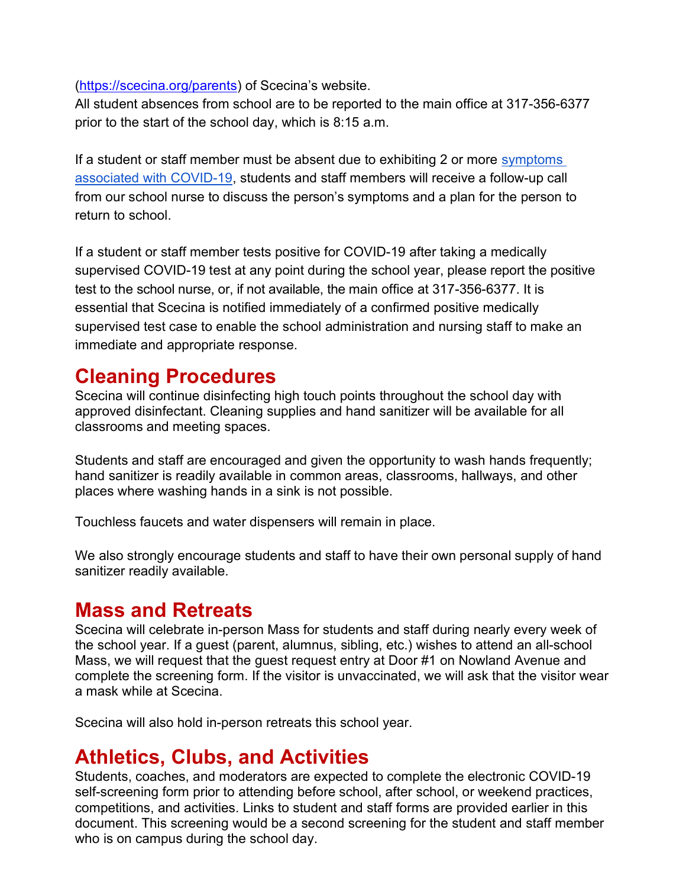([https://scecina.org/parents](https://scecina.org/parents)) of Scecina's website.
All student absences from school are to be reported to the main office at 317-356-6377 prior to the start of the school day, which is 8:15 a.m.

If a student or staff member must be absent due to exhibiting 2 or more [symptoms associated with COVID-19](), students and staff members will receive a follow-up call from our school nurse to discuss the person's symptoms and a plan for the person to return to school.

If a student or staff member tests positive for COVID-19 after taking a medically supervised COVID-19 test at any point during the school year, please report the positive test to the school nurse, or, if not available, the main office at 317-356-6377. It is essential that Scecina is notified immediately of a confirmed positive medically supervised test case to enable the school administration and nursing staff to make an immediate and appropriate response.

## Cleaning Procedures

Scecina will continue disinfecting high touch points throughout the school day with approved disinfectant. Cleaning supplies and hand sanitizer will be available for all classrooms and meeting spaces.

Students and staff are encouraged and given the opportunity to wash hands frequently; hand sanitizer is readily available in common areas, classrooms, hallways, and other places where washing hands in a sink is not possible.

Touchless faucets and water dispensers will remain in place.

We also strongly encourage students and staff to have their own personal supply of hand sanitizer readily available.

## Mass and Retreats

Scecina will celebrate in-person Mass for students and staff during nearly every week of the school year. If a guest (parent, alumnus, sibling, etc.) wishes to attend an all-school Mass, we will request that the guest request entry at Door #1 on Nowland Avenue and complete the screening form. If the visitor is unvaccinated, we will ask that the visitor wear a mask while at Scecina.

Scecina will also hold in-person retreats this school year.

## Athletics, Clubs, and Activities

Students, coaches, and moderators are expected to complete the electronic COVID-19 self-screening form prior to attending before school, after school, or weekend practices, competitions, and activities. Links to student and staff forms are provided earlier in this document. This screening would be a second screening for the student and staff member who is on campus during the school day.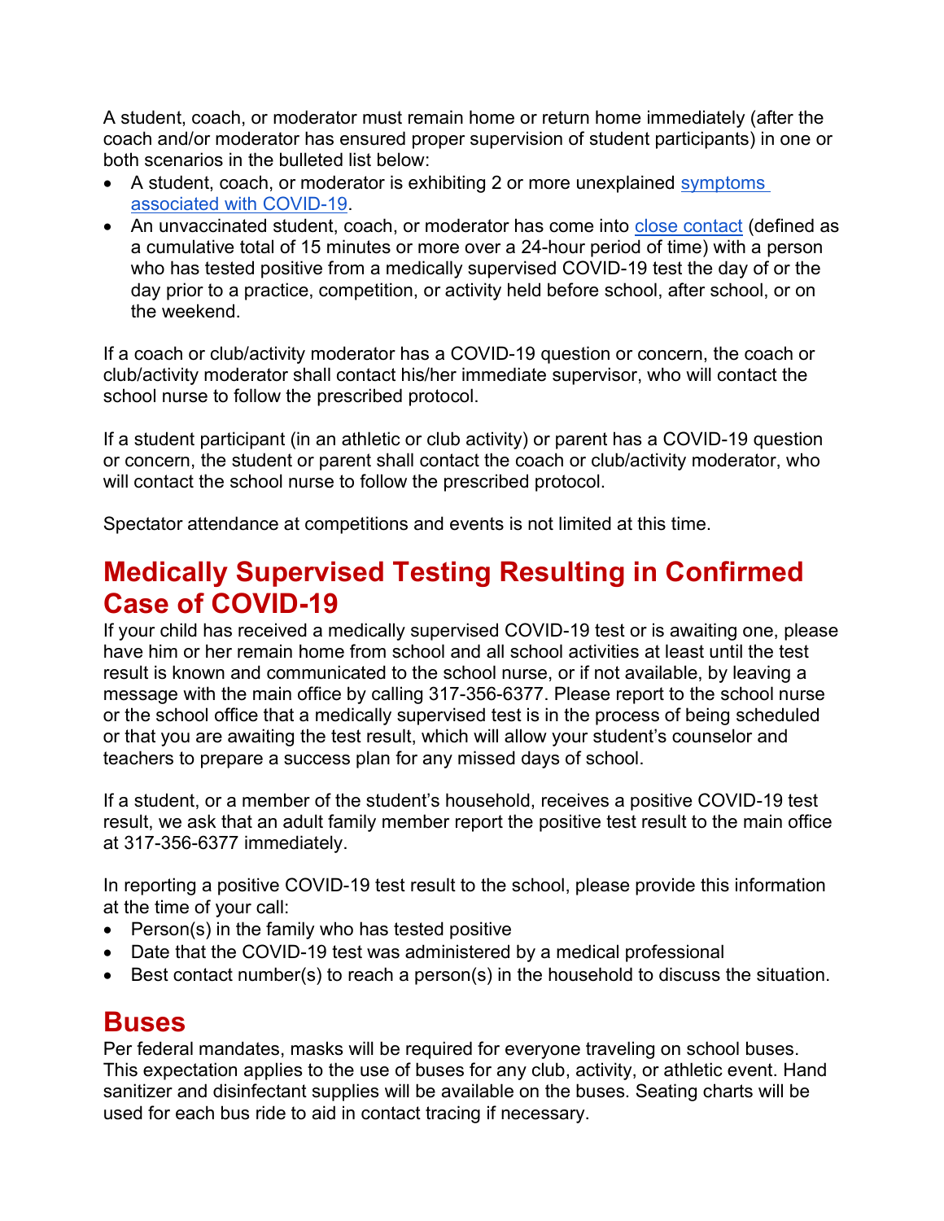A student, coach, or moderator must remain home or return home immediately (after the coach and/or moderator has ensured proper supervision of student participants) in one or both scenarios in the bulleted list below:

- A student, coach, or moderator is exhibiting 2 or more unexplained [symptoms associated with COVID-19](#).
- An unvaccinated student, coach, or moderator has come into [close contact](#) (defined as a cumulative total of 15 minutes or more over a 24-hour period of time) with a person who has tested positive from a medically supervised COVID-19 test the day of or the day prior to a practice, competition, or activity held before school, after school, or on the weekend.

If a coach or club/activity moderator has a COVID-19 question or concern, the coach or club/activity moderator shall contact his/her immediate supervisor, who will contact the school nurse to follow the prescribed protocol.

If a student participant (in an athletic or club activity) or parent has a COVID-19 question or concern, the student or parent shall contact the coach or club/activity moderator, who will contact the school nurse to follow the prescribed protocol.

Spectator attendance at competitions and events is not limited at this time.

## Medically Supervised Testing Resulting in Confirmed Case of COVID-19

If your child has received a medically supervised COVID-19 test or is awaiting one, please have him or her remain home from school and all school activities at least until the test result is known and communicated to the school nurse, or if not available, by leaving a message with the main office by calling 317-356-6377. Please report to the school nurse or the school office that a medically supervised test is in the process of being scheduled or that you are awaiting the test result, which will allow your student's counselor and teachers to prepare a success plan for any missed days of school.

If a student, or a member of the student's household, receives a positive COVID-19 test result, we ask that an adult family member report the positive test result to the main office at 317-356-6377 immediately.

In reporting a positive COVID-19 test result to the school, please provide this information at the time of your call:

- Person(s) in the family who has tested positive
- Date that the COVID-19 test was administered by a medical professional
- Best contact number(s) to reach a person(s) in the household to discuss the situation.

## Buses

Per federal mandates, masks will be required for everyone traveling on school buses. This expectation applies to the use of buses for any club, activity, or athletic event. Hand sanitizer and disinfectant supplies will be available on the buses. Seating charts will be used for each bus ride to aid in contact tracing if necessary.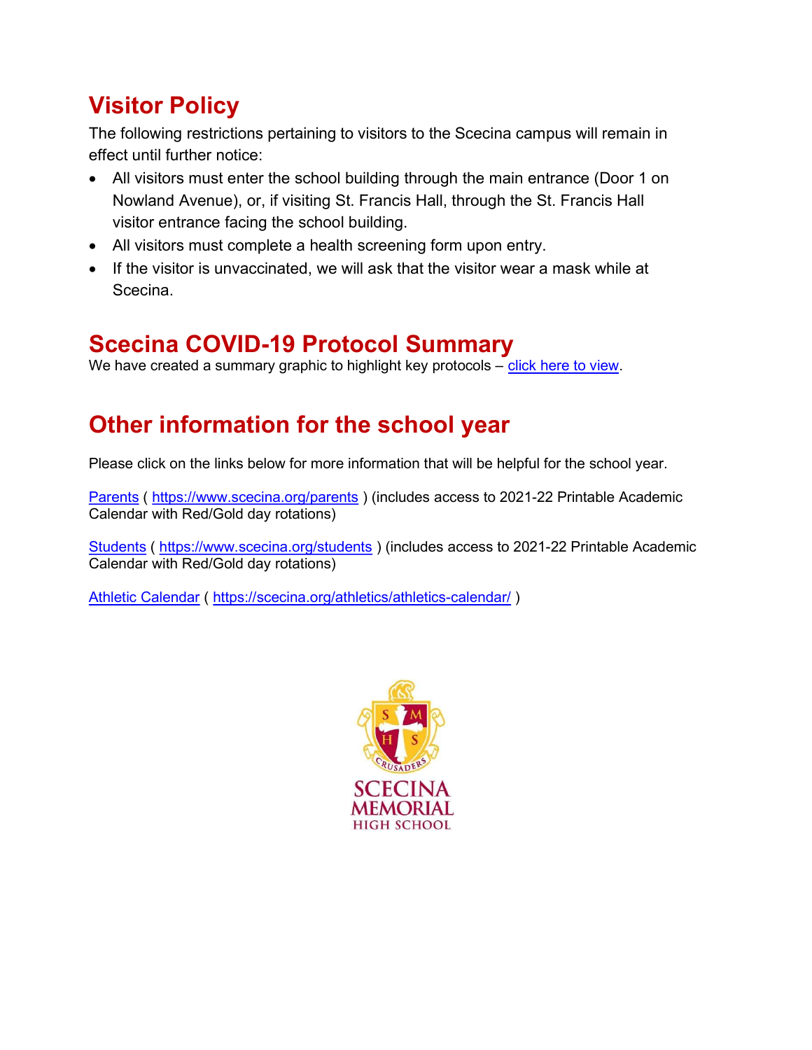## Visitor Policy

The following restrictions pertaining to visitors to the Scecina campus will remain in effect until further notice:

- All visitors must enter the school building through the main entrance (Door 1 on Nowland Avenue), or, if visiting St. Francis Hall, through the St. Francis Hall visitor entrance facing the school building.
- All visitors must complete a health screening form upon entry.
- If the visitor is unvaccinated, we will ask that the visitor wear a mask while at Scecina.

## Scecina COVID-19 Protocol Summary

We have created a summary graphic to highlight key protocols – click here to view.

## Other information for the school year

Please click on the links below for more information that will be helpful for the school year.

Parents ( https://www.scecina.org/parents ) (includes access to 2021-22 Printable Academic Calendar with Red/Gold day rotations)

Students ( https://www.scecina.org/students ) (includes access to 2021-22 Printable Academic Calendar with Red/Gold day rotations)

Athletic Calendar ( https://scecina.org/athletics/athletics-calendar/ )

SCECINA MEMORIAL HIGH SCHOOL